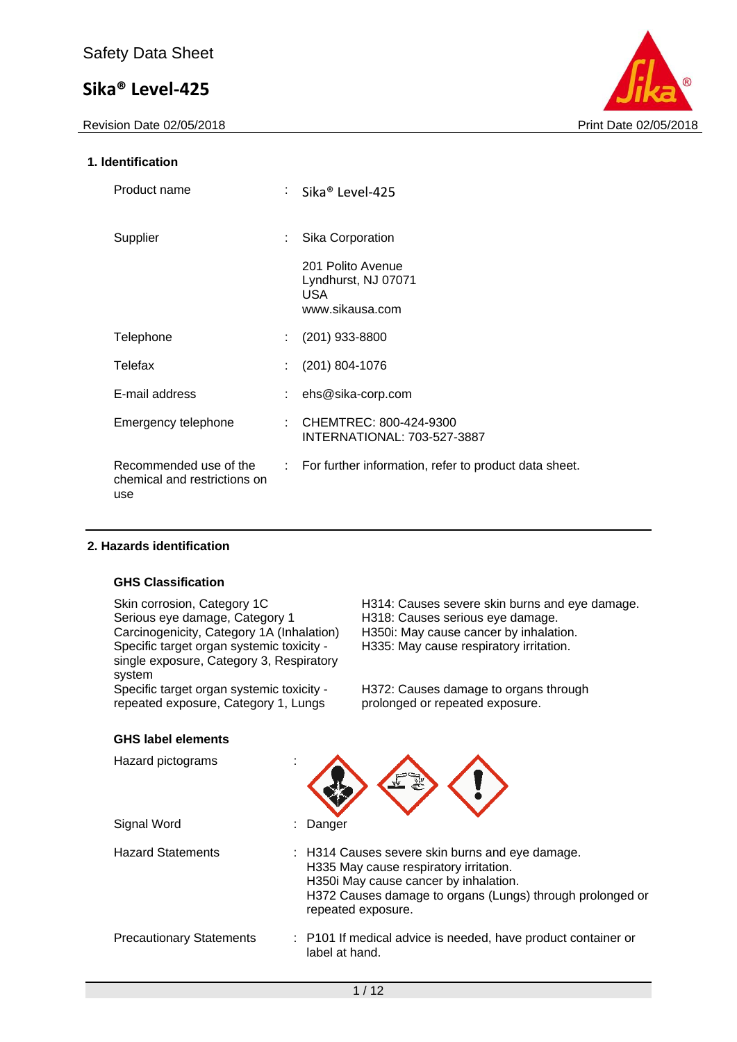Safety Data Sheet

# Sika® Level-425

Revision Date 02/05/2018 | Print Date 02/05/2018

## 1. Identification

| | | |
|---|---|---|
| Product name | : | Sika® Level-425 |
| Supplier | : | Sika Corporation<br>201 Polito Avenue<br>Lyndhurst, NJ 07071<br>USA<br>www.sikausa.com |
| Telephone | : | (201) 933-8800 |
| Telefax | : | (201) 804-1076 |
| E-mail address | : | ehs@sika-corp.com |
| Emergency telephone | : | CHEMTREC: 800-424-9300<br>INTERNATIONAL: 703-527-3887 |
| Recommended use of the chemical and restrictions on use | : | For further information, refer to product data sheet. |

## 2. Hazards identification

### GHS Classification

| | |
|---|---|
| Skin corrosion, Category 1C | H314: Causes severe skin burns and eye damage. |
| Serious eye damage, Category 1 | H318: Causes serious eye damage. |
| Carcinogenicity, Category 1A (Inhalation) | H350i: May cause cancer by inhalation. |
| Specific target organ systemic toxicity - single exposure, Category 3, Respiratory system | H335: May cause respiratory irritation. |
| Specific target organ systemic toxicity - repeated exposure, Category 1, Lungs | H372: Causes damage to organs through prolonged or repeated exposure. |

### GHS label elements

| | | |
|---|---|---|
| Hazard pictograms | : | |
| Signal Word | : | Danger |
| Hazard Statements | : | H314 Causes severe skin burns and eye damage.<br>H335 May cause respiratory irritation.<br>H350i May cause cancer by inhalation.<br>H372 Causes damage to organs (Lungs) through prolonged or repeated exposure. |
| Precautionary Statements | : | P101 If medical advice is needed, have product container or label at hand. |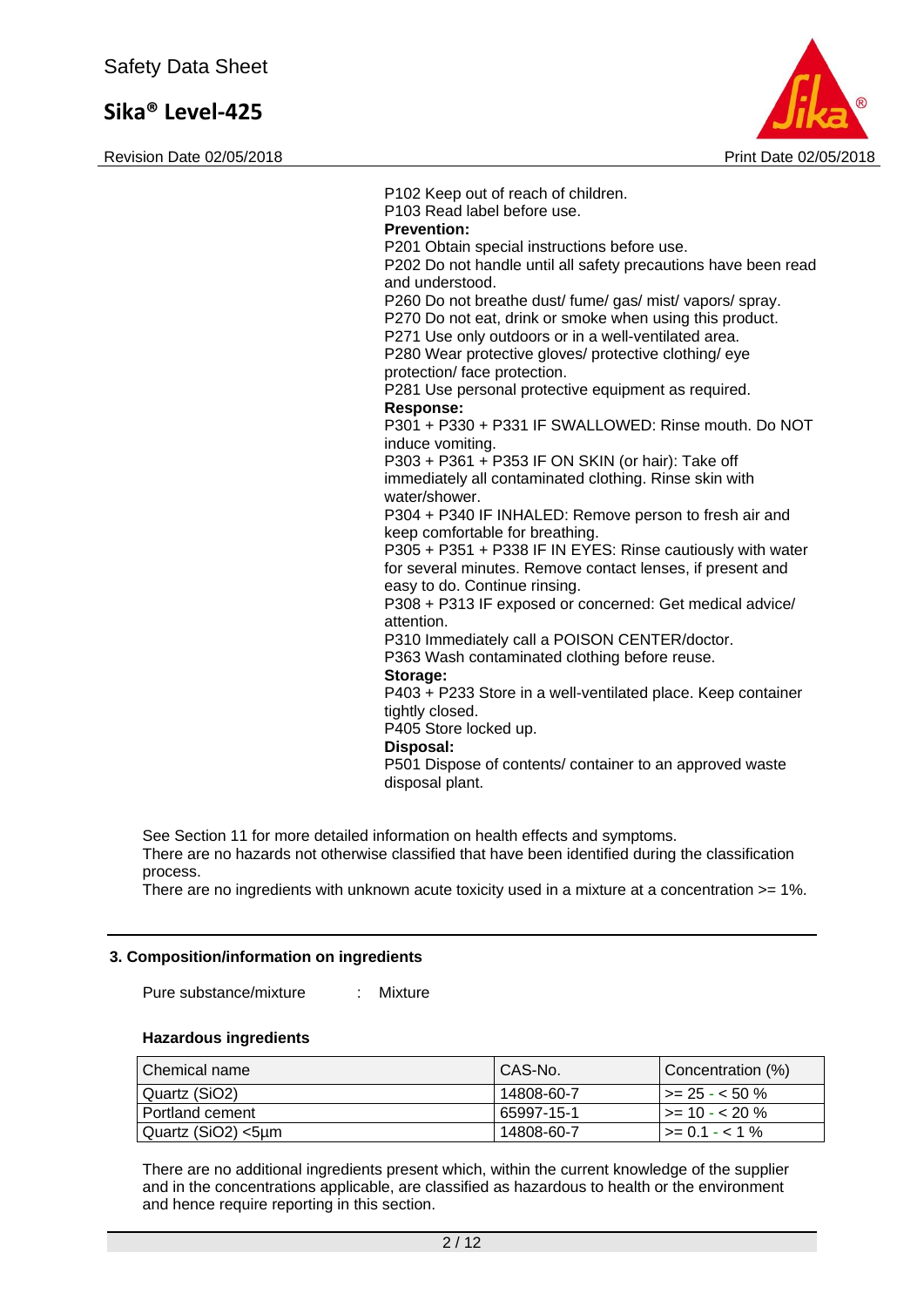P102 Keep out of reach of children.
P103 Read label before use.

**Prevention:**

P201 Obtain special instructions before use.
P202 Do not handle until all safety precautions have been read and understood.
P260 Do not breathe dust/ fume/ gas/ mist/ vapors/ spray.
P270 Do not eat, drink or smoke when using this product.
P271 Use only outdoors or in a well-ventilated area.
P280 Wear protective gloves/ protective clothing/ eye protection/ face protection.
P281 Use personal protective equipment as required.

**Response:**

P301 + P330 + P331 IF SWALLOWED: Rinse mouth. Do NOT induce vomiting.
P303 + P361 + P353 IF ON SKIN (or hair): Take off immediately all contaminated clothing. Rinse skin with water/shower.
P304 + P340 IF INHALED: Remove person to fresh air and keep comfortable for breathing.
P305 + P351 + P338 IF IN EYES: Rinse cautiously with water for several minutes. Remove contact lenses, if present and easy to do. Continue rinsing.
P308 + P313 IF exposed or concerned: Get medical advice/ attention.
P310 Immediately call a POISON CENTER/doctor.
P363 Wash contaminated clothing before reuse.

**Storage:**

P403 + P233 Store in a well-ventilated place. Keep container tightly closed.
P405 Store locked up.

**Disposal:**

P501 Dispose of contents/ container to an approved waste disposal plant.

See Section 11 for more detailed information on health effects and symptoms.
There are no hazards not otherwise classified that have been identified during the classification process.
There are no ingredients with unknown acute toxicity used in a mixture at a concentration >= 1%.

## 3. Composition/information on ingredients

Pure substance/mixture : Mixture

**Hazardous ingredients**

| Chemical name | CAS-No. | Concentration (%) |
|---|---|---|
| Quartz ($SiO_2$) | 14808-60-7 | >= 25 - < 50 % |
| Portland cement | 65997-15-1 | >= 10 - < 20 % |
| Quartz ($SiO_2$) <5µm | 14808-60-7 | >= 0.1 - < 1 % |

There are no additional ingredients present which, within the current knowledge of the supplier and in the concentrations applicable, are classified as hazardous to health or the environment and hence require reporting in this section.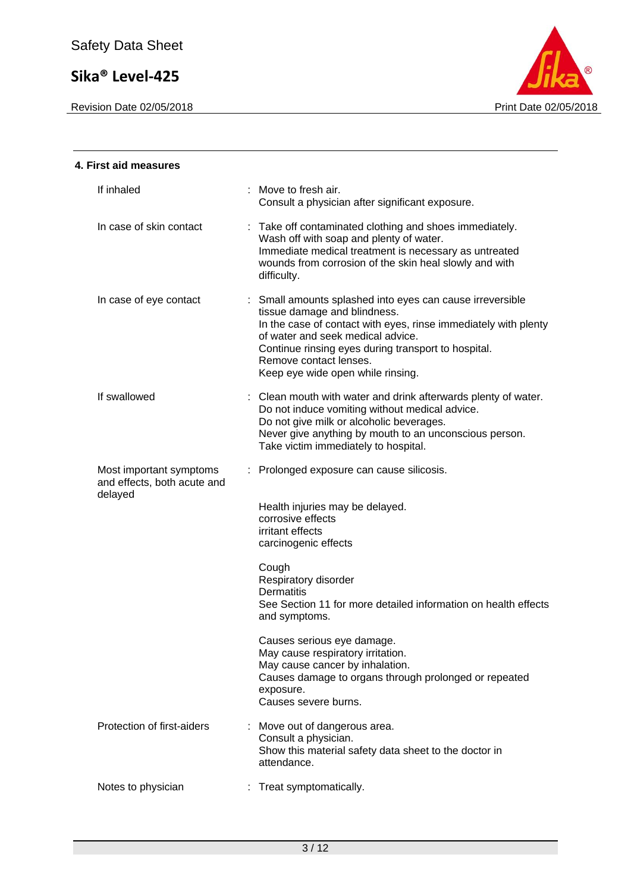## 4. First aid measures

| | |
|---|---|
| If inhaled | Move to fresh air.<br>Consult a physician after significant exposure. |
| In case of skin contact | Take off contaminated clothing and shoes immediately.<br>Wash off with soap and plenty of water.<br>Immediate medical treatment is necessary as untreated wounds from corrosion of the skin heal slowly and with difficulty. |
| In case of eye contact | Small amounts splashed into eyes can cause irreversible tissue damage and blindness.<br>In the case of contact with eyes, rinse immediately with plenty of water and seek medical advice.<br>Continue rinsing eyes during transport to hospital.<br>Remove contact lenses.<br>Keep eye wide open while rinsing. |
| If swallowed | Clean mouth with water and drink afterwards plenty of water.<br>Do not induce vomiting without medical advice.<br>Do not give milk or alcoholic beverages.<br>Never give anything by mouth to an unconscious person.<br>Take victim immediately to hospital. |
| Most important symptoms and effects, both acute and delayed | Prolonged exposure can cause silicosis.<br><br>Health injuries may be delayed.<br>corrosive effects<br>irritant effects<br>carcinogenic effects<br><br>Cough<br>Respiratory disorder<br>Dermatitis<br>See Section 11 for more detailed information on health effects and symptoms.<br><br>Causes serious eye damage.<br>May cause respiratory irritation.<br>May cause cancer by inhalation.<br>Causes damage to organs through prolonged or repeated exposure.<br>Causes severe burns. |
| Protection of first-aiders | Move out of dangerous area.<br>Consult a physician.<br>Show this material safety data sheet to the doctor in attendance. |
| Notes to physician | Treat symptomatically. |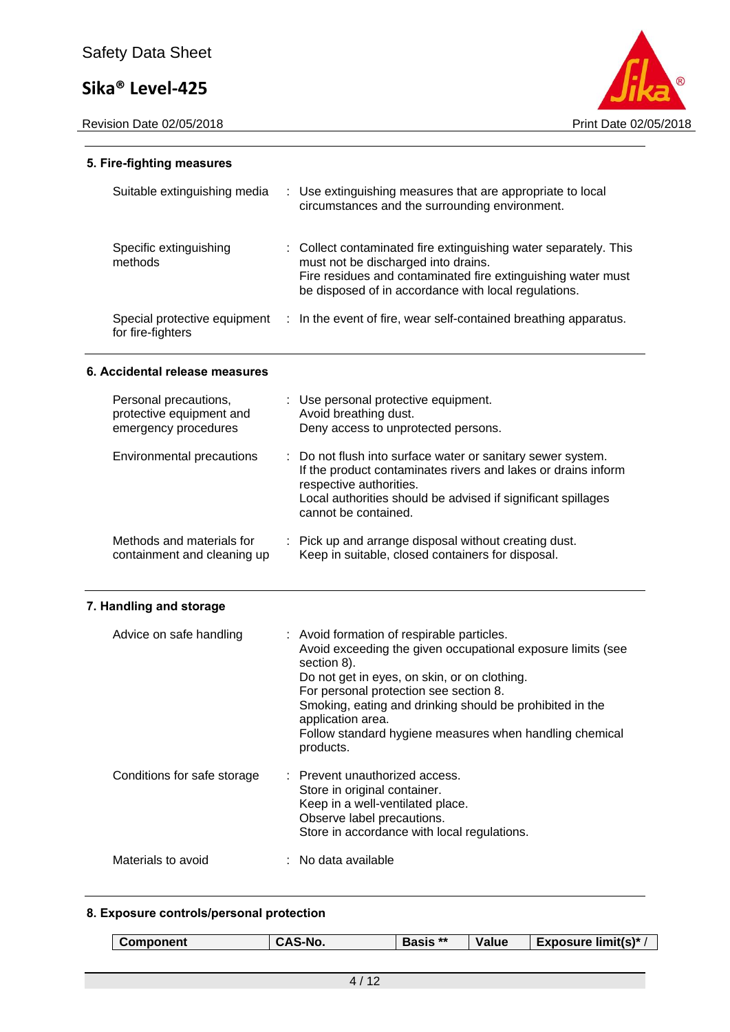## 5. Fire-fighting measures

| | |
|---|---|
| Suitable extinguishing media | : Use extinguishing measures that are appropriate to local circumstances and the surrounding environment. |
| Specific extinguishing methods | : Collect contaminated fire extinguishing water separately. This must not be discharged into drains.<br>Fire residues and contaminated fire extinguishing water must be disposed of in accordance with local regulations. |
| Special protective equipment for fire-fighters | : In the event of fire, wear self-contained breathing apparatus. |

## 6. Accidental release measures

| | |
|---|---|
| Personal precautions, protective equipment and emergency procedures | : Use personal protective equipment.<br>Avoid breathing dust.<br>Deny access to unprotected persons. |
| Environmental precautions | : Do not flush into surface water or sanitary sewer system.<br>If the product contaminates rivers and lakes or drains inform respective authorities.<br>Local authorities should be advised if significant spillages cannot be contained. |
| Methods and materials for containment and cleaning up | : Pick up and arrange disposal without creating dust.<br>Keep in suitable, closed containers for disposal. |

## 7. Handling and storage

| | |
|---|---|
| Advice on safe handling | : Avoid formation of respirable particles.<br>Avoid exceeding the given occupational exposure limits (see section 8).<br>Do not get in eyes, on skin, or on clothing.<br>For personal protection see section 8.<br>Smoking, eating and drinking should be prohibited in the application area.<br>Follow standard hygiene measures when handling chemical products. |
| Conditions for safe storage | : Prevent unauthorized access.<br>Store in original container.<br>Keep in a well-ventilated place.<br>Observe label precautions.<br>Store in accordance with local regulations. |
| Materials to avoid | : No data available |

## 8. Exposure controls/personal protection

| Component | CAS-No. | Basis ** | Value | Exposure limit(s)* / |
|---|---|---|---|---|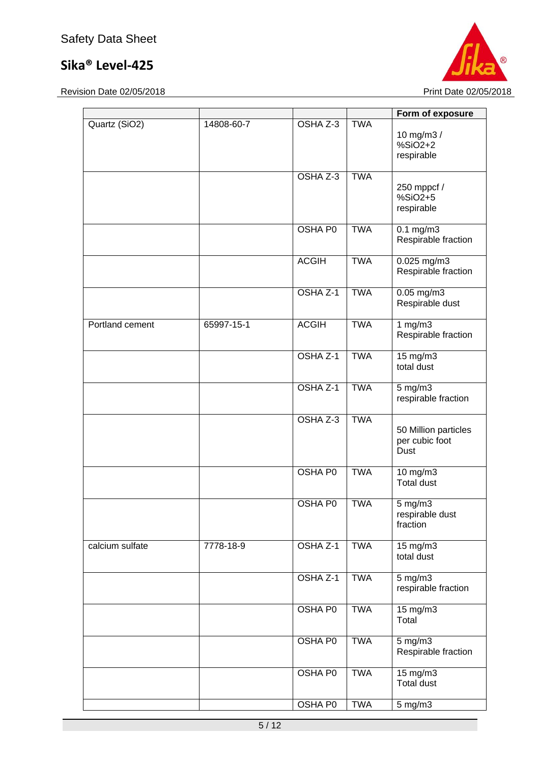| | | | | Form of exposure |
|---|---|---|---|---|
| Quartz ($SiO_2$) | 14808-60-7 | OSHA Z-3 | TWA | 10 mg/m3 / %SiO2+2 respirable |
| | | OSHA Z-3 | TWA | 250 mppcf / %SiO2+5 respirable |
| | | OSHA P0 | TWA | 0.1 mg/m3 Respirable fraction |
| | | ACGIH | TWA | 0.025 mg/m3 Respirable fraction |
| | | OSHA Z-1 | TWA | 0.05 mg/m3 Respirable dust |
| Portland cement | 65997-15-1 | ACGIH | TWA | 1 mg/m3 Respirable fraction |
| | | OSHA Z-1 | TWA | 15 mg/m3 total dust |
| | | OSHA Z-1 | TWA | 5 mg/m3 respirable fraction |
| | | OSHA Z-3 | TWA | 50 Million particles per cubic foot Dust |
| | | OSHA P0 | TWA | 10 mg/m3 Total dust |
| | | OSHA P0 | TWA | 5 mg/m3 respirable dust fraction |
| calcium sulfate | 7778-18-9 | OSHA Z-1 | TWA | 15 mg/m3 total dust |
| | | OSHA Z-1 | TWA | 5 mg/m3 respirable fraction |
| | | OSHA P0 | TWA | 15 mg/m3 Total |
| | | OSHA P0 | TWA | 5 mg/m3 Respirable fraction |
| | | OSHA P0 | TWA | 15 mg/m3 Total dust |
| | | OSHA P0 | TWA | 5 mg/m3 |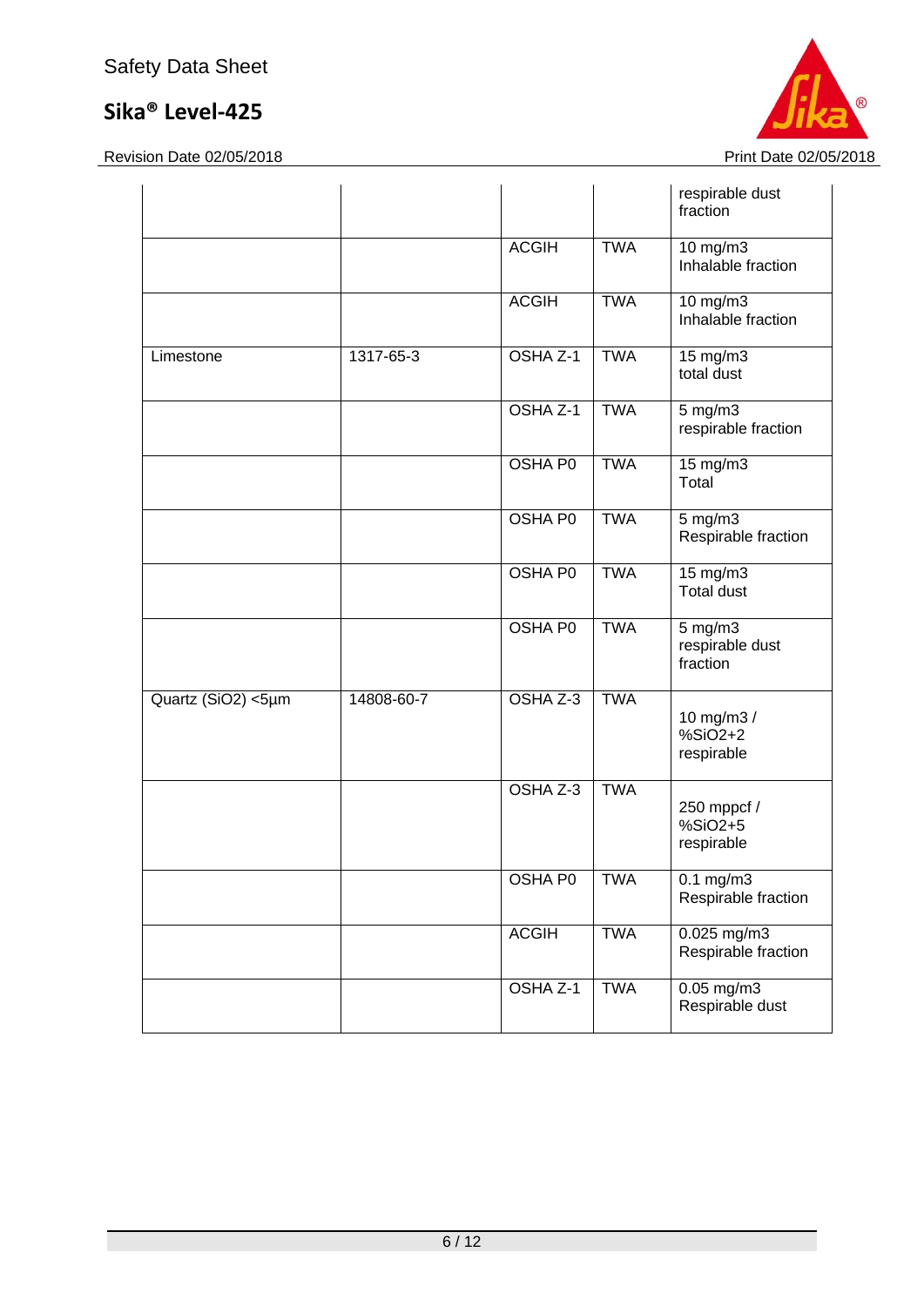| | | | | |
|---|---|---|---|---|
| | | | | respirable dust fraction |
| | | ACGIH | TWA | 10 mg/m3 Inhalable fraction |
| | | ACGIH | TWA | 10 mg/m3 Inhalable fraction |
| Limestone | 1317-65-3 | OSHA Z-1 | TWA | 15 mg/m3 total dust |
| | | OSHA Z-1 | TWA | 5 mg/m3 respirable fraction |
| | | OSHA P0 | TWA | 15 mg/m3 Total |
| | | OSHA P0 | TWA | 5 mg/m3 Respirable fraction |
| | | OSHA P0 | TWA | 15 mg/m3 Total dust |
| | | OSHA P0 | TWA | 5 mg/m3 respirable dust fraction |
| Quartz (SiO2) <5µm | 14808-60-7 | OSHA Z-3 | TWA | 10 mg/m3 / %SiO2+2 respirable |
| | | OSHA Z-3 | TWA | 250 mppcf / %SiO2+5 respirable |
| | | OSHA P0 | TWA | 0.1 mg/m3 Respirable fraction |
| | | ACGIH | TWA | 0.025 mg/m3 Respirable fraction |
| | | OSHA Z-1 | TWA | 0.05 mg/m3 Respirable dust |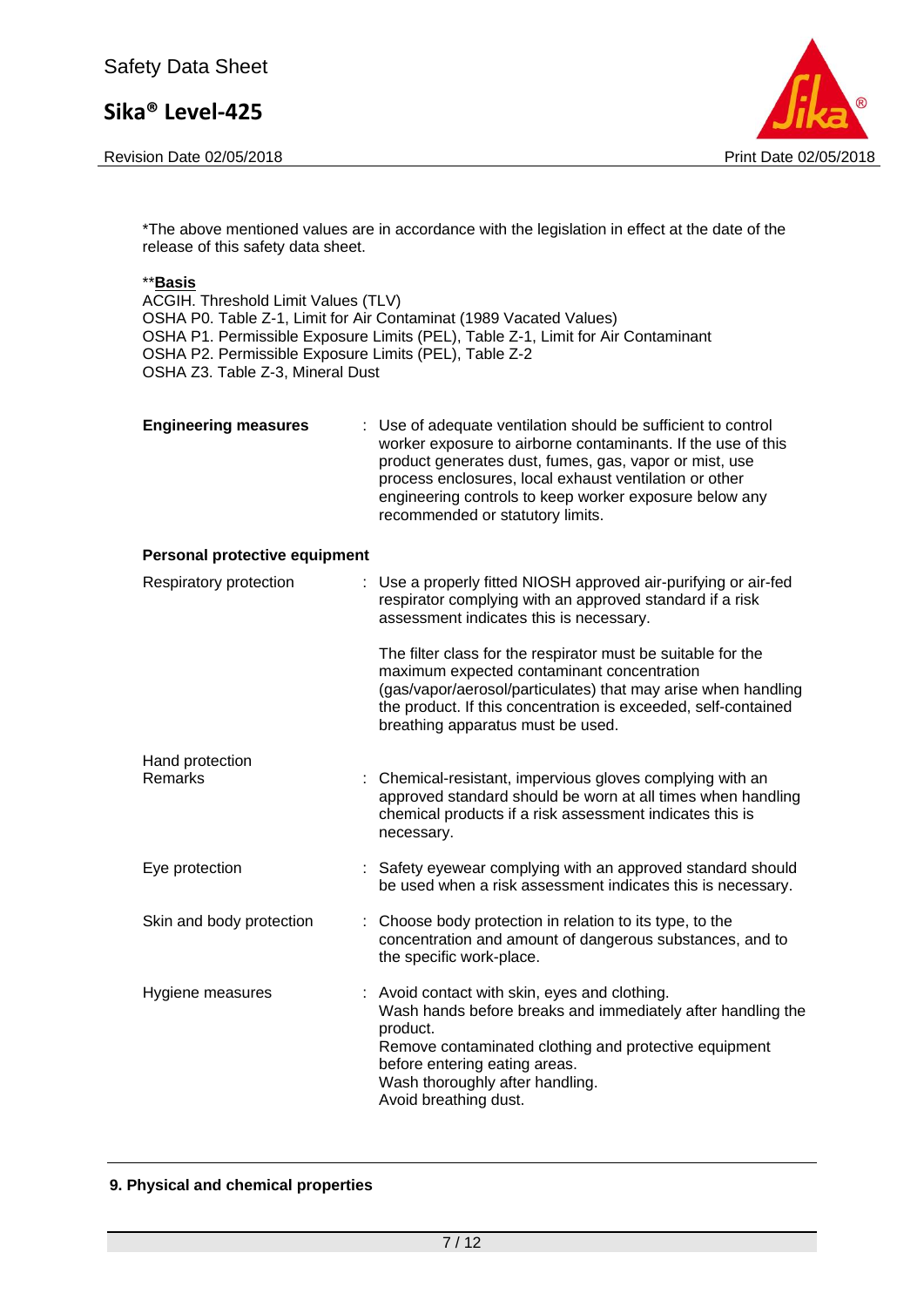*The above mentioned values are in accordance with the legislation in effect at the date of the release of this safety data sheet.

**<u>**Basis**</u>

ACGIH. Threshold Limit Values (TLV)
OSHA P0. Table Z-1, Limit for Air Contaminat (1989 Vacated Values)
OSHA P1. Permissible Exposure Limits (PEL), Table Z-1, Limit for Air Contaminant
OSHA P2. Permissible Exposure Limits (PEL), Table Z-2
OSHA Z3. Table Z-3, Mineral Dust

**Engineering measures** : Use of adequate ventilation should be sufficient to control worker exposure to airborne contaminants. If the use of this product generates dust, fumes, gas, vapor or mist, use process enclosures, local exhaust ventilation or other engineering controls to keep worker exposure below any recommended or statutory limits.

**Personal protective equipment**

Respiratory protection : Use a properly fitted NIOSH approved air-purifying or air-fed respirator complying with an approved standard if a risk assessment indicates this is necessary.

The filter class for the respirator must be suitable for the maximum expected contaminant concentration (gas/vapor/aerosol/particulates) that may arise when handling the product. If this concentration is exceeded, self-contained breathing apparatus must be used.

Hand protection
Remarks : Chemical-resistant, impervious gloves complying with an approved standard should be worn at all times when handling chemical products if a risk assessment indicates this is necessary.

Eye protection : Safety eyewear complying with an approved standard should be used when a risk assessment indicates this is necessary.

Skin and body protection : Choose body protection in relation to its type, to the concentration and amount of dangerous substances, and to the specific work-place.

Hygiene measures : Avoid contact with skin, eyes and clothing.
Wash hands before breaks and immediately after handling the product.
Remove contaminated clothing and protective equipment before entering eating areas.
Wash thoroughly after handling.
Avoid breathing dust.

## 9. Physical and chemical properties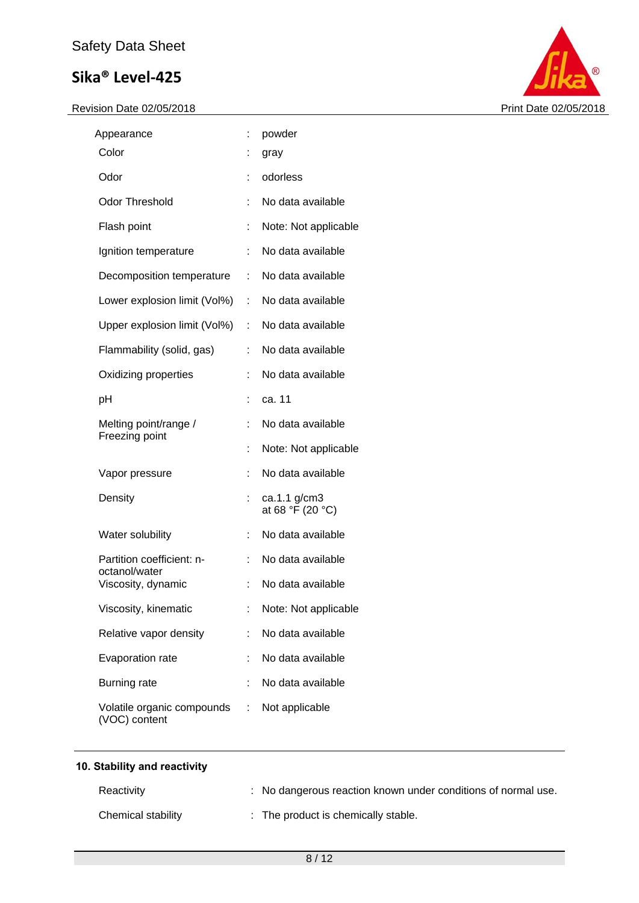| | | |
|---|---|---|
| Appearance | : | powder |
| Color | : | gray |
| Odor | : | odorless |
| Odor Threshold | : | No data available |
| Flash point | : | Note: Not applicable |
| Ignition temperature | : | No data available |
| Decomposition temperature | : | No data available |
| Lower explosion limit (Vol%) | : | No data available |
| Upper explosion limit (Vol%) | : | No data available |
| Flammability (solid, gas) | : | No data available |
| Oxidizing properties | : | No data available |
| pH | : | ca. 11 |
| Melting point/range / Freezing point | : | No data available |
| | : | Note: Not applicable |
| Vapor pressure | : | No data available |
| Density | : | ca.1.1 g/cm3 at 68 °F (20 °C) |
| Water solubility | : | No data available |
| Partition coefficient: n-octanol/water | : | No data available |
| Viscosity, dynamic | : | No data available |
| Viscosity, kinematic | : | Note: Not applicable |
| Relative vapor density | : | No data available |
| Evaporation rate | : | No data available |
| Burning rate | : | No data available |
| Volatile organic compounds (VOC) content | : | Not applicable |

## 10. Stability and reactivity

| | | |
|---|---|---|
| Reactivity | : | No dangerous reaction known under conditions of normal use. |
| Chemical stability | : | The product is chemically stable. |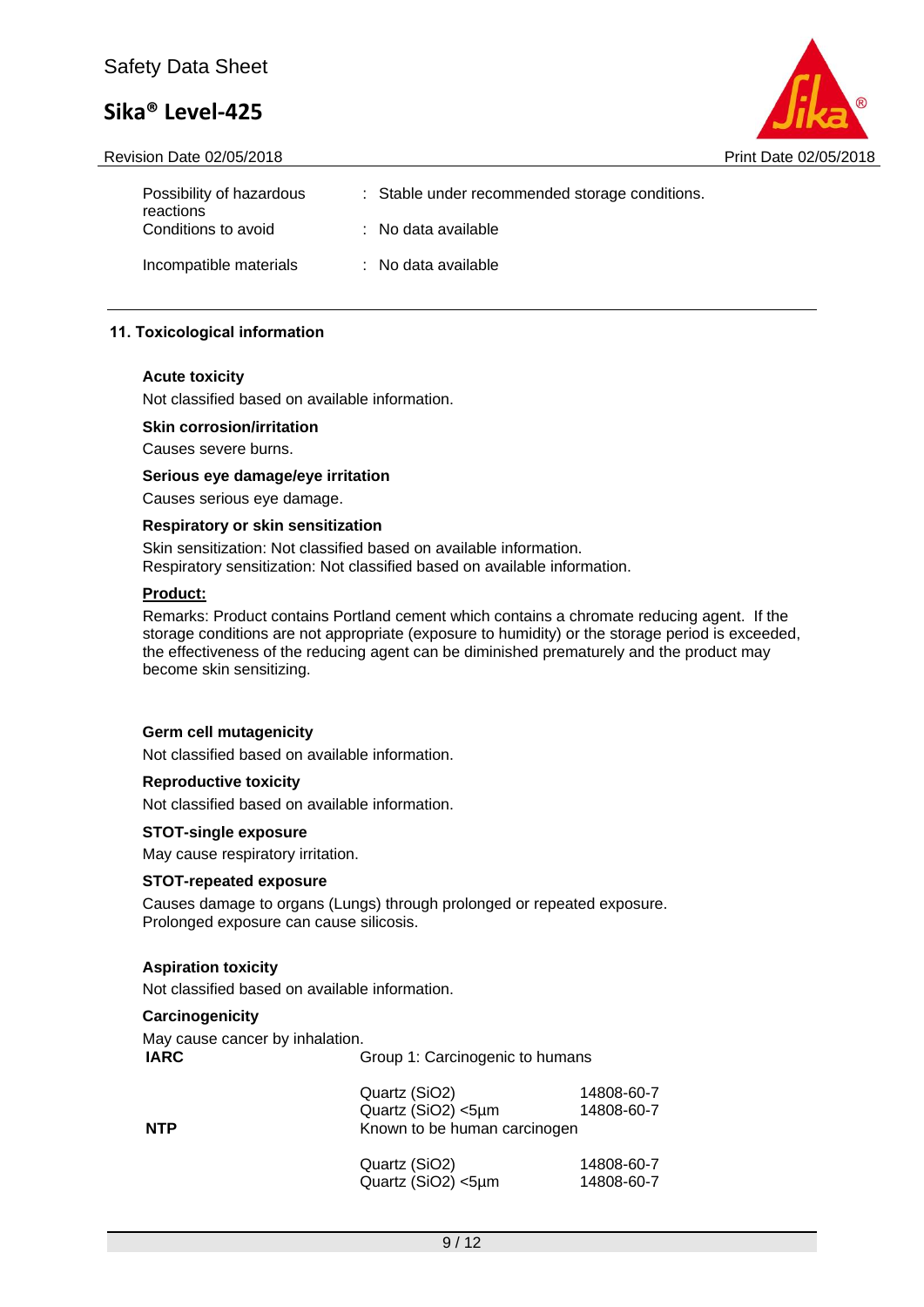| | | |
|---|---|---|
| Possibility of hazardous reactions | : | Stable under recommended storage conditions. |
| Conditions to avoid | : | No data available |
| Incompatible materials | : | No data available |

## 11. Toxicological information

**Acute toxicity**

Not classified based on available information.

**Skin corrosion/irritation**

Causes severe burns.

**Serious eye damage/eye irritation**

Causes serious eye damage.

**Respiratory or skin sensitization**

Skin sensitization: Not classified based on available information.
Respiratory sensitization: Not classified based on available information.

**Product:**

Remarks: Product contains Portland cement which contains a chromate reducing agent. If the storage conditions are not appropriate (exposure to humidity) or the storage period is exceeded, the effectiveness of the reducing agent can be diminished prematurely and the product may become skin sensitizing.

**Germ cell mutagenicity**

Not classified based on available information.

**Reproductive toxicity**

Not classified based on available information.

**STOT-single exposure**

May cause respiratory irritation.

**STOT-repeated exposure**

Causes damage to organs (Lungs) through prolonged or repeated exposure.
Prolonged exposure can cause silicosis.

**Aspiration toxicity**

Not classified based on available information.

**Carcinogenicity**

May cause cancer by inhalation.

| | | |
|---|---|---|
| **IARC** | Group 1: Carcinogenic to humans | |
| | Quartz ($SiO_2$) | 14808-60-7 |
| | Quartz ($SiO_2$) <5µm | 14808-60-7 |
| **NTP** | Known to be human carcinogen | |
| | Quartz ($SiO_2$) | 14808-60-7 |
| | Quartz ($SiO_2$) <5µm | 14808-60-7 |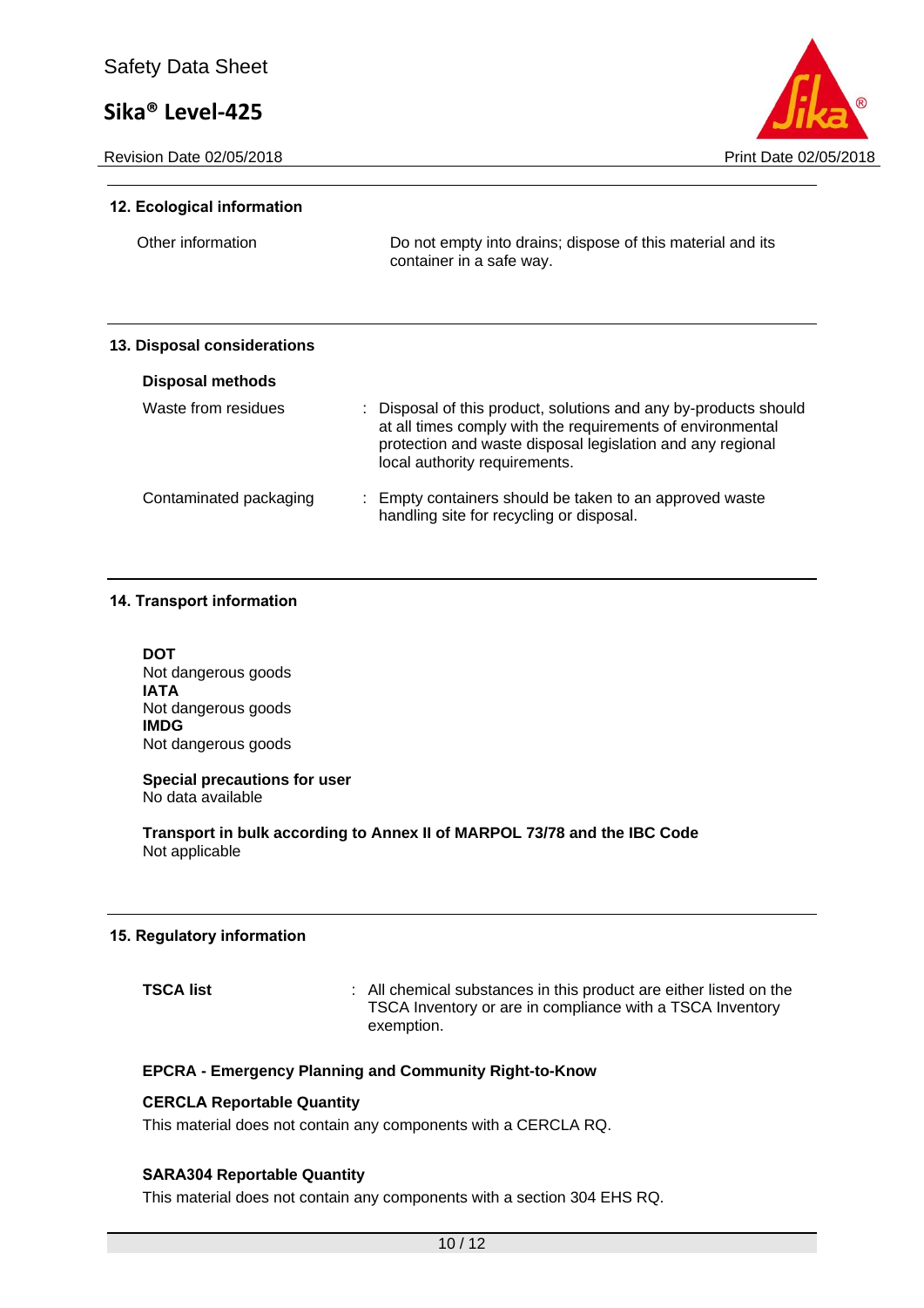## 12. Ecological information

| | |
|---|---|
| Other information | Do not empty into drains; dispose of this material and its container in a safe way. |

## 13. Disposal considerations

### Disposal methods

| | |
|---|---|
| Waste from residues | : Disposal of this product, solutions and any by-products should at all times comply with the requirements of environmental protection and waste disposal legislation and any regional local authority requirements. |
| Contaminated packaging | : Empty containers should be taken to an approved waste handling site for recycling or disposal. |

## 14. Transport information

**DOT**
Not dangerous goods
**IATA**
Not dangerous goods
**IMDG**
Not dangerous goods

**Special precautions for user**
No data available

**Transport in bulk according to Annex II of MARPOL 73/78 and the IBC Code**
Not applicable

## 15. Regulatory information

| | |
|---|---|
| **TSCA list** | : All chemical substances in this product are either listed on the TSCA Inventory or are in compliance with a TSCA Inventory exemption. |

**EPCRA - Emergency Planning and Community Right-to-Know**

**CERCLA Reportable Quantity**
This material does not contain any components with a CERCLA RQ.

**SARA304 Reportable Quantity**
This material does not contain any components with a section 304 EHS RQ.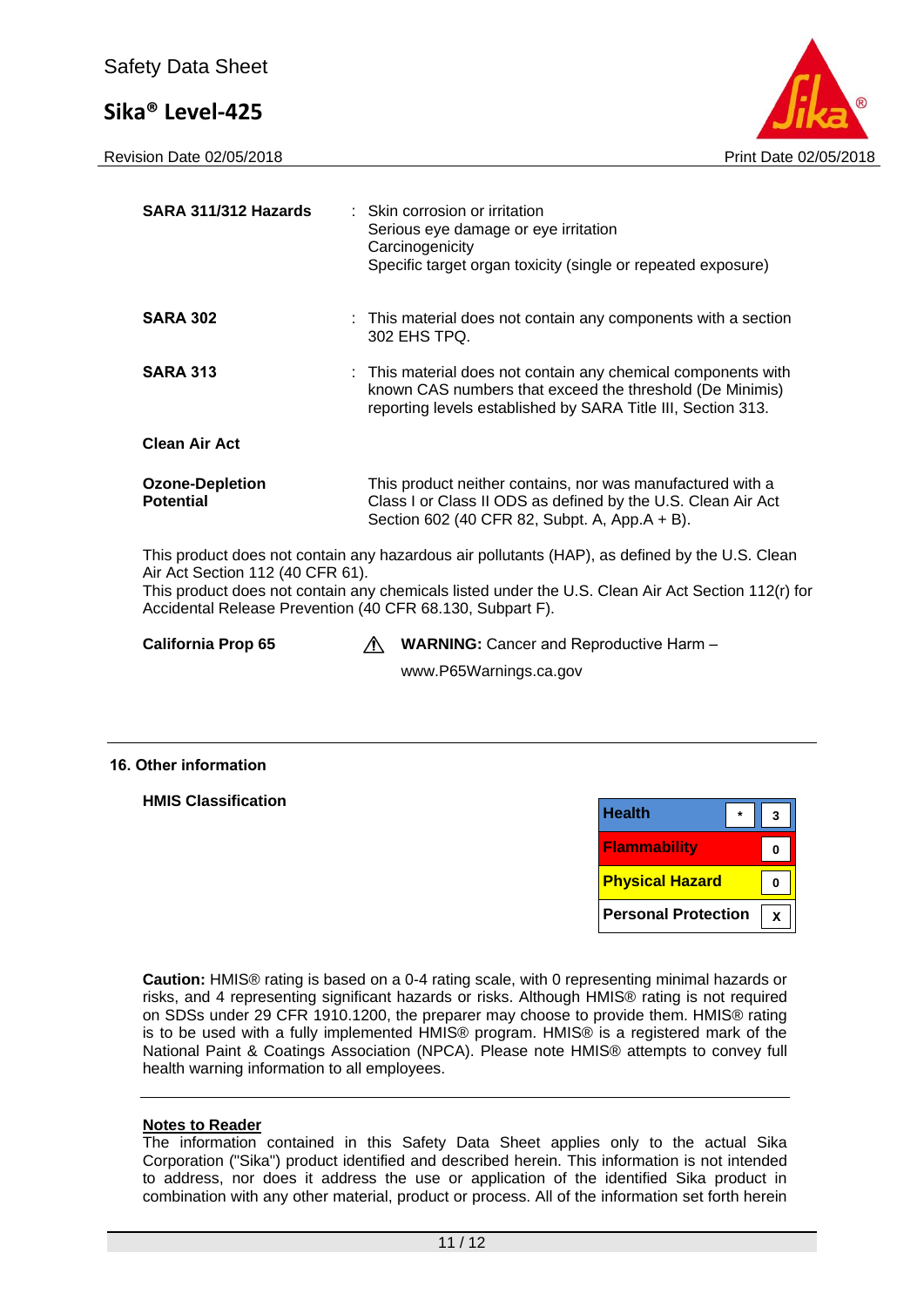| | | |
|---|---|---|
| **SARA 311/312 Hazards** | : | Skin corrosion or irritation<br>Serious eye damage or eye irritation<br>Carcinogenicity<br>Specific target organ toxicity (single or repeated exposure) |
| **SARA 302** | : | This material does not contain any components with a section 302 EHS TPQ. |
| **SARA 313** | : | This material does not contain any chemical components with known CAS numbers that exceed the threshold (De Minimis) reporting levels established by SARA Title III, Section 313. |

**Clean Air Act**

| | |
|---|---|
| **Ozone-Depletion Potential** | This product neither contains, nor was manufactured with a Class I or Class II ODS as defined by the U.S. Clean Air Act Section 602 (40 CFR 82, Subpt. A, App.A + B). |

This product does not contain any hazardous air pollutants (HAP), as defined by the U.S. Clean Air Act Section 112 (40 CFR 61).
This product does not contain any chemicals listed under the U.S. Clean Air Act Section 112(r) for Accidental Release Prevention (40 CFR 68.130, Subpart F).

**California Prop 65** ⚠ **WARNING:** Cancer and Reproductive Harm – www.P65Warnings.ca.gov

## 16. Other information

**HMIS Classification**

| | | |
|---|---|---|
| **Health** | * | 3 |
| **Flammability** | | 0 |
| **Physical Hazard** | | 0 |
| **Personal Protection** | | X |

**Caution:** HMIS® rating is based on a 0-4 rating scale, with 0 representing minimal hazards or risks, and 4 representing significant hazards or risks. Although HMIS® rating is not required on SDSs under 29 CFR 1910.1200, the preparer may choose to provide them. HMIS® rating is to be used with a fully implemented HMIS® program. HMIS® is a registered mark of the National Paint & Coatings Association (NPCA). Please note HMIS® attempts to convey full health warning information to all employees.

**Notes to Reader**
The information contained in this Safety Data Sheet applies only to the actual Sika Corporation ("Sika") product identified and described herein. This information is not intended to address, nor does it address the use or application of the identified Sika product in combination with any other material, product or process. All of the information set forth herein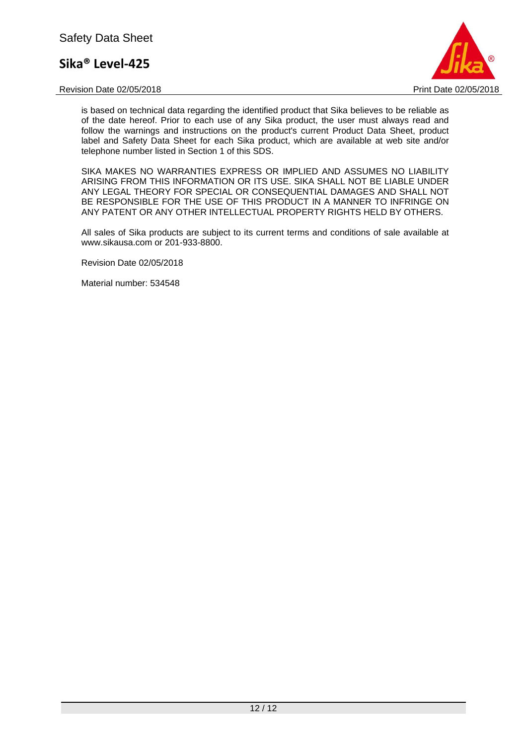is based on technical data regarding the identified product that Sika believes to be reliable as of the date hereof. Prior to each use of any Sika product, the user must always read and follow the warnings and instructions on the product's current Product Data Sheet, product label and Safety Data Sheet for each Sika product, which are available at web site and/or telephone number listed in Section 1 of this SDS.

SIKA MAKES NO WARRANTIES EXPRESS OR IMPLIED AND ASSUMES NO LIABILITY ARISING FROM THIS INFORMATION OR ITS USE. SIKA SHALL NOT BE LIABLE UNDER ANY LEGAL THEORY FOR SPECIAL OR CONSEQUENTIAL DAMAGES AND SHALL NOT BE RESPONSIBLE FOR THE USE OF THIS PRODUCT IN A MANNER TO INFRINGE ON ANY PATENT OR ANY OTHER INTELLECTUAL PROPERTY RIGHTS HELD BY OTHERS.

All sales of Sika products are subject to its current terms and conditions of sale available at www.sikausa.com or 201-933-8800.

Revision Date 02/05/2018

Material number: 534548